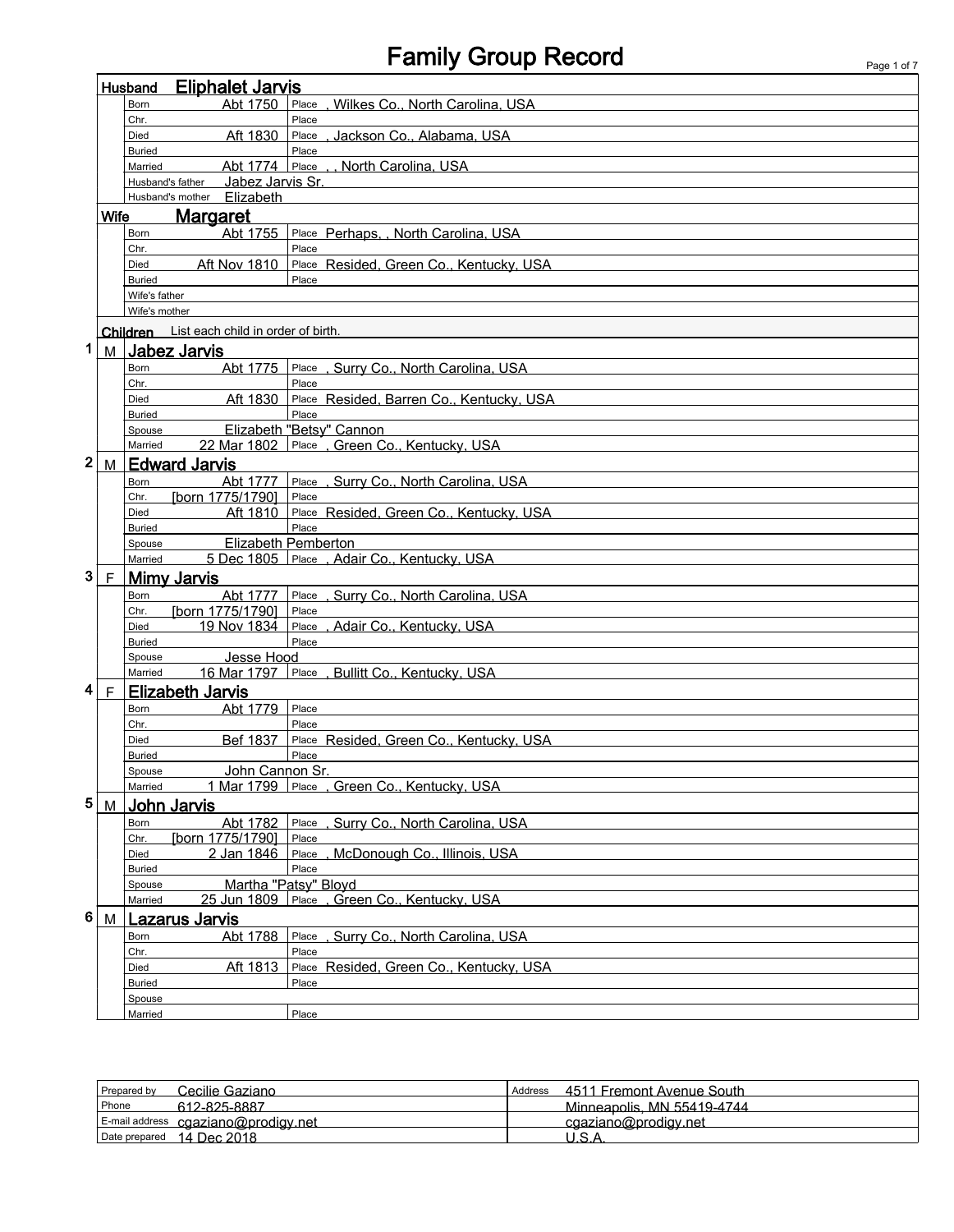# Family Group Record

## Husband: Eliphalet Jarvis

| Field | Date | Place |
|---|---|---|
| Born | Abt 1750 | , Wilkes Co., North Carolina, USA |
| Chr. | | |
| Died | Aft 1830 | , Jackson Co., Alabama, USA |
| Buried | | |
| Married | Abt 1774 | , , North Carolina, USA |
| Husband's father | Jabez Jarvis Sr. | |
| Husband's mother | Elizabeth | |

## Wife: Margaret

| Field | Date | Place |
|---|---|---|
| Born | Abt 1755 | Perhaps, , North Carolina, USA |
| Chr. | | |
| Died | Aft Nov 1810 | Resided, Green Co., Kentucky, USA |
| Buried | | |
| Wife's father | | |
| Wife's mother | | |

## Children

List each child in order of birth.

### 1 M Jabez Jarvis

| Field | Date | Place |
|---|---|---|
| Born | Abt 1775 | , Surry Co., North Carolina, USA |
| Chr. | | |
| Died | Aft 1830 | Resided, Barren Co., Kentucky, USA |
| Buried | | |
| Spouse | Elizabeth "Betsy" Cannon | |
| Married | 22 Mar 1802 | , Green Co., Kentucky, USA |

### 2 M Edward Jarvis

| Field | Date | Place |
|---|---|---|
| Born | Abt 1777 | , Surry Co., North Carolina, USA |
| Chr. | [born 1775/1790] | |
| Died | Aft 1810 | Resided, Green Co., Kentucky, USA |
| Buried | | |
| Spouse | Elizabeth Pemberton | |
| Married | 5 Dec 1805 | , Adair Co., Kentucky, USA |

### 3 F Mimy Jarvis

| Field | Date | Place |
|---|---|---|
| Born | Abt 1777 | , Surry Co., North Carolina, USA |
| Chr. | [born 1775/1790] | |
| Died | 19 Nov 1834 | , Adair Co., Kentucky, USA |
| Buried | | |
| Spouse | Jesse Hood | |
| Married | 16 Mar 1797 | , Bullitt Co., Kentucky, USA |

### 4 F Elizabeth Jarvis

| Field | Date | Place |
|---|---|---|
| Born | Abt 1779 | |
| Chr. | | |
| Died | Bef 1837 | Resided, Green Co., Kentucky, USA |
| Buried | | |
| Spouse | John Cannon Sr. | |
| Married | 1 Mar 1799 | , Green Co., Kentucky, USA |

### 5 M John Jarvis

| Field | Date | Place |
|---|---|---|
| Born | Abt 1782 | , Surry Co., North Carolina, USA |
| Chr. | [born 1775/1790] | |
| Died | 2 Jan 1846 | , McDonough Co., Illinois, USA |
| Buried | | |
| Spouse | Martha "Patsy" Bloyd | |
| Married | 25 Jun 1809 | , Green Co., Kentucky, USA |

### 6 M Lazarus Jarvis

| Field | Date | Place |
|---|---|---|
| Born | Abt 1788 | , Surry Co., North Carolina, USA |
| Chr. | | |
| Died | Aft 1813 | Resided, Green Co., Kentucky, USA |
| Buried | | |
| Spouse | | |
| Married | | |

| | | | |
|---|---|---|---|
| Prepared by | Cecilie Gaziano | Address | 4511 Fremont Avenue South |
| Phone | 612-825-8887 | | Minneapolis, MN 55419-4744 |
| E-mail address | cgaziano@prodigy.net | | cgaziano@prodigy.net |
| Date prepared | 14 Dec 2018 | | U.S.A. |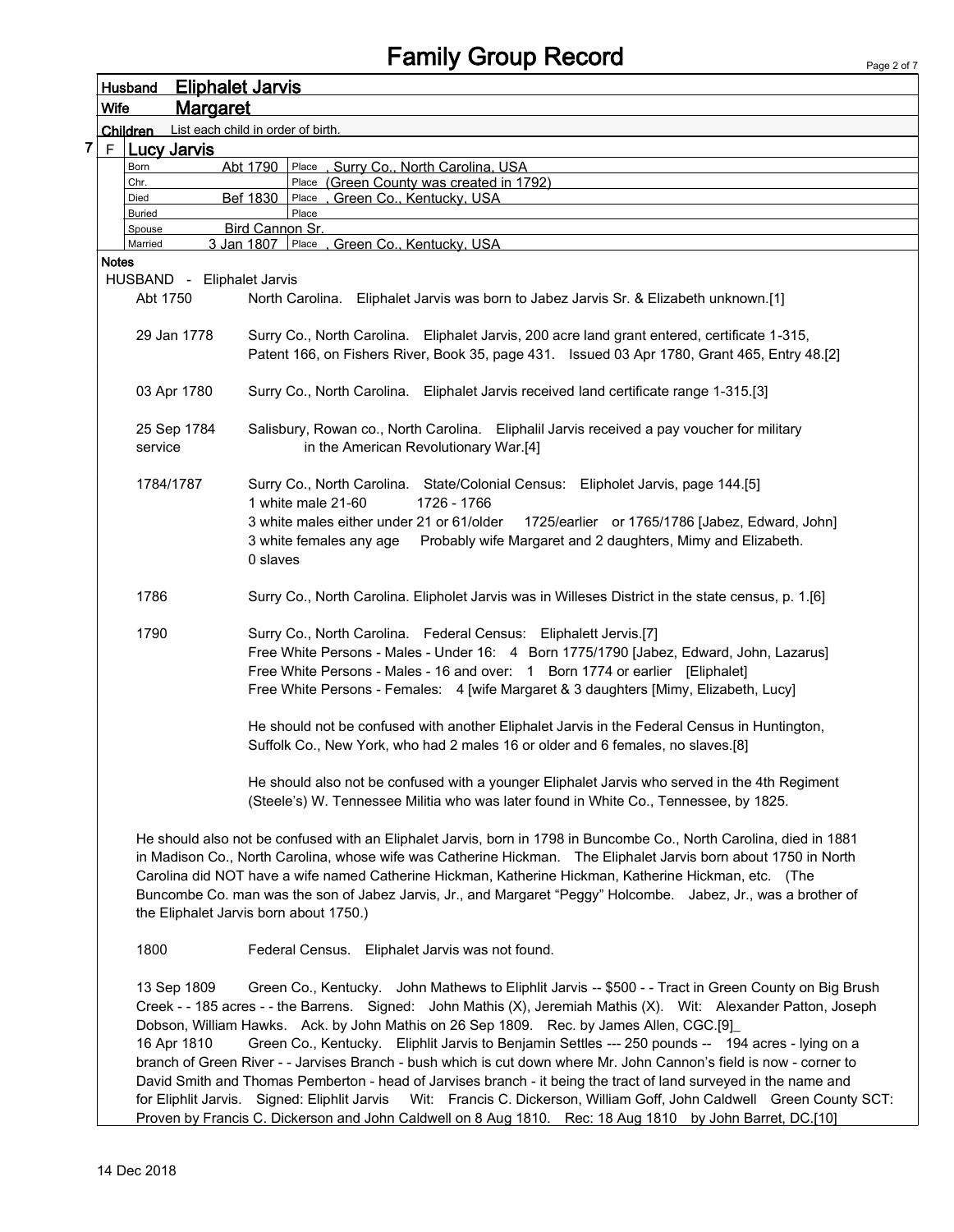# Family Group Record

**Husband** Eliphalet Jarvis

**Wife** Margaret

**Children** List each child in order of birth.

**7 F Lucy Jarvis**

| | | |
|---|---|---|
| Born | Abt 1790 | Place , Surry Co., North Carolina, USA |
| Chr. | | Place (Green County was created in 1792) |
| Died | Bef 1830 | Place , Green Co., Kentucky, USA |
| Buried | | Place |
| Spouse | Bird Cannon Sr. | |
| Married | 3 Jan 1807 | Place , Green Co., Kentucky, USA |

**Notes**

HUSBAND - Eliphalet Jarvis

Abt 1750 North Carolina. Eliphalet Jarvis was born to Jabez Jarvis Sr. & Elizabeth unknown.[1]

29 Jan 1778 Surry Co., North Carolina. Eliphalet Jarvis, 200 acre land grant entered, certificate 1-315, Patent 166, on Fishers River, Book 35, page 431. Issued 03 Apr 1780, Grant 465, Entry 48.[2]

03 Apr 1780 Surry Co., North Carolina. Eliphalet Jarvis received land certificate range 1-315.[3]

25 Sep 1784 service Salisbury, Rowan co., North Carolina. Eliphalil Jarvis received a pay voucher for military in the American Revolutionary War.[4]

1784/1787 Surry Co., North Carolina. State/Colonial Census: Elipholet Jarvis, page 144.[5]
1 white male 21-60 1726 - 1766
3 white males either under 21 or 61/older 1725/earlier or 1765/1786 [Jabez, Edward, John]
3 white females any age Probably wife Margaret and 2 daughters, Mimy and Elizabeth.
0 slaves

1786 Surry Co., North Carolina. Elipholet Jarvis was in Willeses District in the state census, p. 1.[6]

1790 Surry Co., North Carolina. Federal Census: Eliphalett Jervis.[7]
Free White Persons - Males - Under 16: 4 Born 1775/1790 [Jabez, Edward, John, Lazarus]
Free White Persons - Males - 16 and over: 1 Born 1774 or earlier [Eliphalet]
Free White Persons - Females: 4 [wife Margaret & 3 daughters [Mimy, Elizabeth, Lucy]

He should not be confused with another Eliphalet Jarvis in the Federal Census in Huntington, Suffolk Co., New York, who had 2 males 16 or older and 6 females, no slaves.[8]

He should also not be confused with a younger Eliphalet Jarvis who served in the 4th Regiment (Steele's) W. Tennessee Militia who was later found in White Co., Tennessee, by 1825.

He should also not be confused with an Eliphalet Jarvis, born in 1798 in Buncombe Co., North Carolina, died in 1881 in Madison Co., North Carolina, whose wife was Catherine Hickman. The Eliphalet Jarvis born about 1750 in North Carolina did NOT have a wife named Catherine Hickman, Katherine Hickman, Katherine Hickman, etc. (The Buncombe Co. man was the son of Jabez Jarvis, Jr., and Margaret "Peggy" Holcombe. Jabez, Jr., was a brother of the Eliphalet Jarvis born about 1750.)

1800 Federal Census. Eliphalet Jarvis was not found.

13 Sep 1809 Green Co., Kentucky. John Mathews to Eliphlit Jarvis -- $500 - - Tract in Green County on Big Brush Creek - - 185 acres - - the Barrens. Signed: John Mathis (X), Jeremiah Mathis (X). Wit: Alexander Patton, Joseph Dobson, William Hawks. Ack. by John Mathis on 26 Sep 1809. Rec. by James Allen, CGC.[9]_

16 Apr 1810 Green Co., Kentucky. Eliphlit Jarvis to Benjamin Settles --- 250 pounds -- 194 acres - lying on a branch of Green River - - Jarvises Branch - bush which is cut down where Mr. John Cannon's field is now - corner to David Smith and Thomas Pemberton - head of Jarvises branch - it being the tract of land surveyed in the name and for Eliphlit Jarvis. Signed: Eliphlit Jarvis Wit: Francis C. Dickerson, William Goff, John Caldwell Green County SCT: Proven by Francis C. Dickerson and John Caldwell on 8 Aug 1810. Rec: 18 Aug 1810 by John Barret, DC.[10]

14 Dec 2018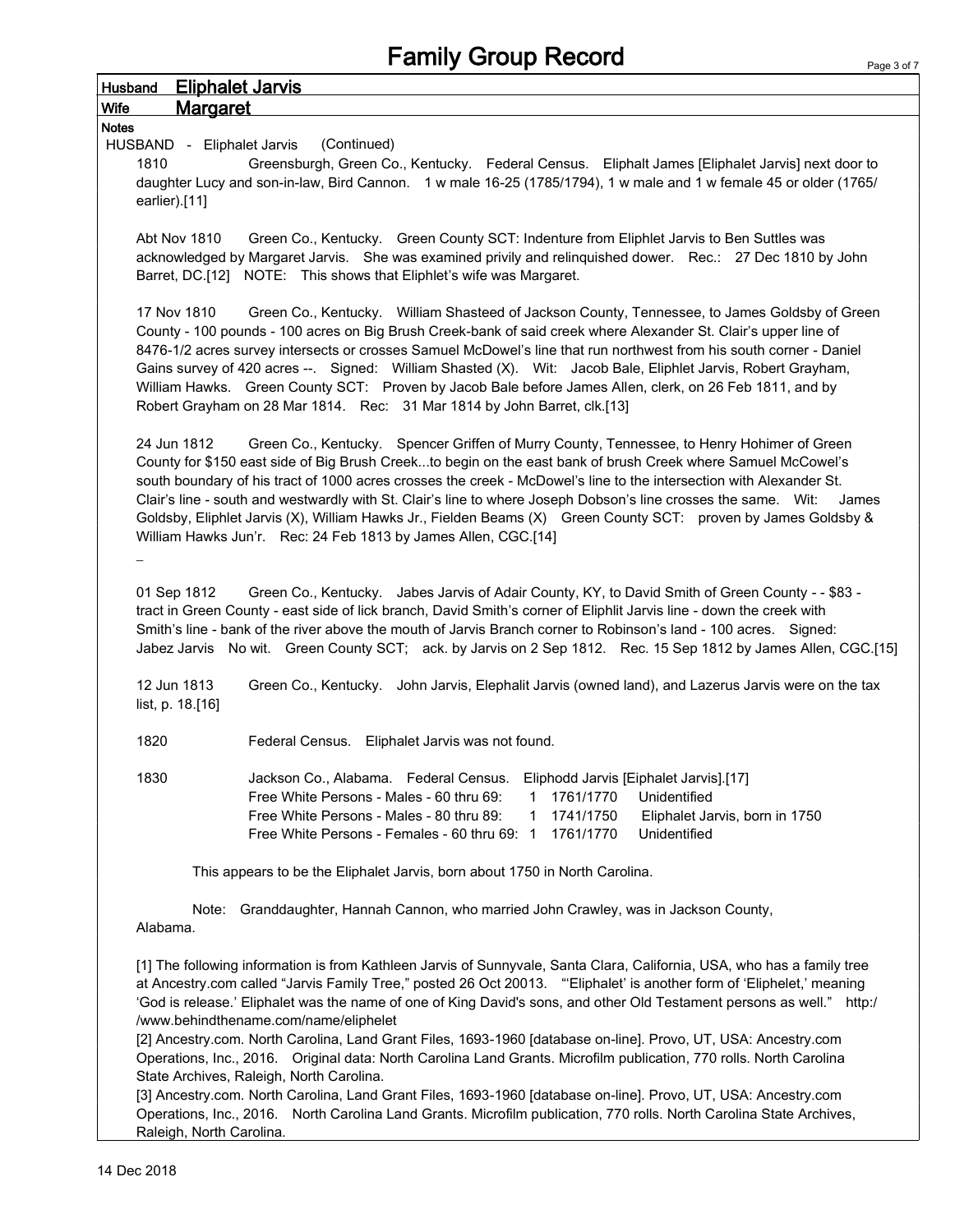# Family Group Record

**Husband** **Eliphalet Jarvis**

**Wife** **Margaret**

**Notes**

HUSBAND - Eliphalet Jarvis (Continued)

1810 Greensburgh, Green Co., Kentucky. Federal Census. Eliphalt James [Eliphalet Jarvis] next door to daughter Lucy and son-in-law, Bird Cannon. 1 w male 16-25 (1785/1794), 1 w male and 1 w female 45 or older (1765/ earlier).[11]

Abt Nov 1810 Green Co., Kentucky. Green County SCT: Indenture from Eliphlet Jarvis to Ben Suttles was acknowledged by Margaret Jarvis. She was examined privily and relinquished dower. Rec.: 27 Dec 1810 by John Barret, DC.[12] NOTE: This shows that Eliphlet's wife was Margaret.

17 Nov 1810 Green Co., Kentucky. William Shasteed of Jackson County, Tennessee, to James Goldsby of Green County - 100 pounds - 100 acres on Big Brush Creek-bank of said creek where Alexander St. Clair's upper line of 8476-1/2 acres survey intersects or crosses Samuel McDowel's line that run northwest from his south corner - Daniel Gains survey of 420 acres --. Signed: William Shasted (X). Wit: Jacob Bale, Eliphlet Jarvis, Robert Grayham, William Hawks. Green County SCT: Proven by Jacob Bale before James Allen, clerk, on 26 Feb 1811, and by Robert Grayham on 28 Mar 1814. Rec: 31 Mar 1814 by John Barret, clk.[13]

24 Jun 1812 Green Co., Kentucky. Spencer Griffen of Murry County, Tennessee, to Henry Hohimer of Green County for $150 east side of Big Brush Creek...to begin on the east bank of brush Creek where Samuel McCowel's south boundary of his tract of 1000 acres crosses the creek - McDowel's line to the intersection with Alexander St. Clair's line - south and westwardly with St. Clair's line to where Joseph Dobson's line crosses the same. Wit: James Goldsby, Eliphlet Jarvis (X), William Hawks Jr., Fielden Beams (X) Green County SCT: proven by James Goldsby & William Hawks Jun'r. Rec: 24 Feb 1813 by James Allen, CGC.[14]

_

01 Sep 1812 Green Co., Kentucky. Jabes Jarvis of Adair County, KY, to David Smith of Green County - - $83 - tract in Green County - east side of lick branch, David Smith's corner of Eliphlit Jarvis line - down the creek with Smith's line - bank of the river above the mouth of Jarvis Branch corner to Robinson's land - 100 acres. Signed: Jabez Jarvis No wit. Green County SCT; ack. by Jarvis on 2 Sep 1812. Rec. 15 Sep 1812 by James Allen, CGC.[15]

12 Jun 1813 Green Co., Kentucky. John Jarvis, Elephalit Jarvis (owned land), and Lazerus Jarvis were on the tax list, p. 18.[16]

1820 Federal Census. Eliphalet Jarvis was not found.

1830 Jackson Co., Alabama. Federal Census. Eliphodd Jarvis [Eliphalet Jarvis].[17]

| | | | |
|---|---|---|---|
| Free White Persons - Males - 60 thru 69: | 1 | 1761/1770 | Unidentified |
| Free White Persons - Males - 80 thru 89: | 1 | 1741/1750 | Eliphalet Jarvis, born in 1750 |
| Free White Persons - Females - 60 thru 69: | 1 | 1761/1770 | Unidentified |

This appears to be the Eliphalet Jarvis, born about 1750 in North Carolina.

Note: Granddaughter, Hannah Cannon, who married John Crawley, was in Jackson County, Alabama.

[1] The following information is from Kathleen Jarvis of Sunnyvale, Santa Clara, California, USA, who has a family tree at Ancestry.com called "Jarvis Family Tree," posted 26 Oct 20013. "'Eliphalet' is another form of 'Eliphelet,' meaning 'God is release.' Eliphalet was the name of one of King David's sons, and other Old Testament persons as well." http://www.behindthename.com/name/eliphelet

[2] Ancestry.com. North Carolina, Land Grant Files, 1693-1960 [database on-line]. Provo, UT, USA: Ancestry.com Operations, Inc., 2016. Original data: North Carolina Land Grants. Microfilm publication, 770 rolls. North Carolina State Archives, Raleigh, North Carolina.

[3] Ancestry.com. North Carolina, Land Grant Files, 1693-1960 [database on-line]. Provo, UT, USA: Ancestry.com Operations, Inc., 2016. North Carolina Land Grants. Microfilm publication, 770 rolls. North Carolina State Archives, Raleigh, North Carolina.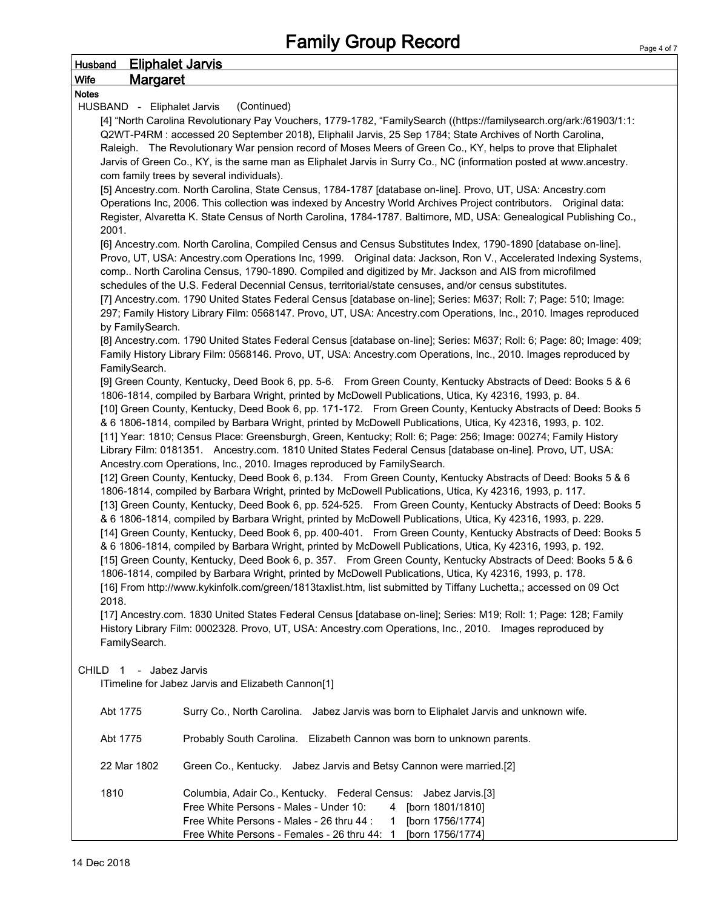# Family Group Record

**Husband** Eliphalet Jarvis

**Wife** Margaret

**Notes**

HUSBAND - Eliphalet Jarvis (Continued)

[4] "North Carolina Revolutionary Pay Vouchers, 1779-1782, "FamilySearch ((https://familysearch.org/ark:/61903/1:1:Q2WT-P4RM : accessed 20 September 2018), Eliphalil Jarvis, 25 Sep 1784; State Archives of North Carolina, Raleigh. The Revolutionary War pension record of Moses Meers of Green Co., KY, helps to prove that Eliphalet Jarvis of Green Co., KY, is the same man as Eliphalet Jarvis in Surry Co., NC (information posted at www.ancestry.com family trees by several individuals).

[5] Ancestry.com. North Carolina, State Census, 1784-1787 [database on-line]. Provo, UT, USA: Ancestry.com Operations Inc, 2006. This collection was indexed by Ancestry World Archives Project contributors. Original data: Register, Alvaretta K. State Census of North Carolina, 1784-1787. Baltimore, MD, USA: Genealogical Publishing Co., 2001.

[6] Ancestry.com. North Carolina, Compiled Census and Census Substitutes Index, 1790-1890 [database on-line]. Provo, UT, USA: Ancestry.com Operations Inc, 1999. Original data: Jackson, Ron V., Accelerated Indexing Systems, comp.. North Carolina Census, 1790-1890. Compiled and digitized by Mr. Jackson and AIS from microfilmed schedules of the U.S. Federal Decennial Census, territorial/state censuses, and/or census substitutes.

[7] Ancestry.com. 1790 United States Federal Census [database on-line]; Series: M637; Roll: 7; Page: 510; Image: 297; Family History Library Film: 0568147. Provo, UT, USA: Ancestry.com Operations, Inc., 2010. Images reproduced by FamilySearch.

[8] Ancestry.com. 1790 United States Federal Census [database on-line]; Series: M637; Roll: 6; Page: 80; Image: 409; Family History Library Film: 0568146. Provo, UT, USA: Ancestry.com Operations, Inc., 2010. Images reproduced by FamilySearch.

[9] Green County, Kentucky, Deed Book 6, pp. 5-6. From Green County, Kentucky Abstracts of Deed: Books 5 & 6 1806-1814, compiled by Barbara Wright, printed by McDowell Publications, Utica, Ky 42316, 1993, p. 84.

[10] Green County, Kentucky, Deed Book 6, pp. 171-172. From Green County, Kentucky Abstracts of Deed: Books 5 & 6 1806-1814, compiled by Barbara Wright, printed by McDowell Publications, Utica, Ky 42316, 1993, p. 102.

[11] Year: 1810; Census Place: Greensburgh, Green, Kentucky; Roll: 6; Page: 256; Image: 00274; Family History Library Film: 0181351. Ancestry.com. 1810 United States Federal Census [database on-line]. Provo, UT, USA: Ancestry.com Operations, Inc., 2010. Images reproduced by FamilySearch.

[12] Green County, Kentucky, Deed Book 6, p.134. From Green County, Kentucky Abstracts of Deed: Books 5 & 6 1806-1814, compiled by Barbara Wright, printed by McDowell Publications, Utica, Ky 42316, 1993, p. 117.

[13] Green County, Kentucky, Deed Book 6, pp. 524-525. From Green County, Kentucky Abstracts of Deed: Books 5 & 6 1806-1814, compiled by Barbara Wright, printed by McDowell Publications, Utica, Ky 42316, 1993, p. 229.

[14] Green County, Kentucky, Deed Book 6, pp. 400-401. From Green County, Kentucky Abstracts of Deed: Books 5 & 6 1806-1814, compiled by Barbara Wright, printed by McDowell Publications, Utica, Ky 42316, 1993, p. 192.

[15] Green County, Kentucky, Deed Book 6, p. 357. From Green County, Kentucky Abstracts of Deed: Books 5 & 6 1806-1814, compiled by Barbara Wright, printed by McDowell Publications, Utica, Ky 42316, 1993, p. 178.

[16] From http://www.kykinfolk.com/green/1813taxlist.htm, list submitted by Tiffany Luchetta,; accessed on 09 Oct 2018.

[17] Ancestry.com. 1830 United States Federal Census [database on-line]; Series: M19; Roll: 1; Page: 128; Family History Library Film: 0002328. Provo, UT, USA: Ancestry.com Operations, Inc., 2010. Images reproduced by FamilySearch.

CHILD 1 - Jabez Jarvis

ITimeline for Jabez Jarvis and Elizabeth Cannon[1]

| | |
|---|---|
| Abt 1775 | Surry Co., North Carolina. Jabez Jarvis was born to Eliphalet Jarvis and unknown wife. |
| Abt 1775 | Probably South Carolina. Elizabeth Cannon was born to unknown parents. |
| 22 Mar 1802 | Green Co., Kentucky. Jabez Jarvis and Betsy Cannon were married.[2] |
| 1810 | Columbia, Adair Co., Kentucky. Federal Census: Jabez Jarvis.[3]<br>Free White Persons - Males - Under 10: 4 [born 1801/1810]<br>Free White Persons - Males - 26 thru 44 : 1 [born 1756/1774]<br>Free White Persons - Females - 26 thru 44: 1 [born 1756/1774] |

14 Dec 2018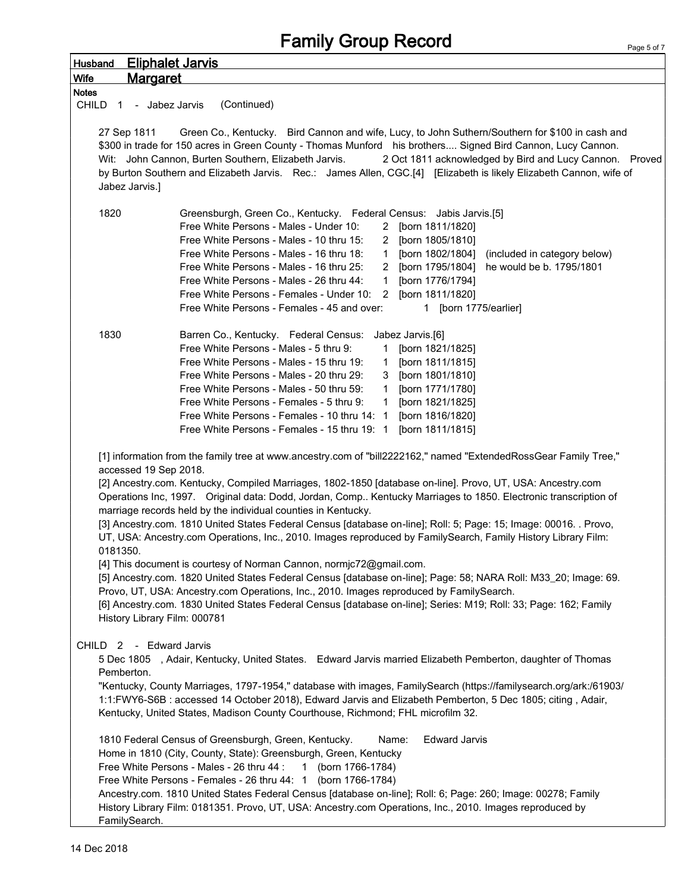# Family Group Record

**Husband** Eliphalet Jarvis

**Wife** Margaret

**Notes**

CHILD 1 - Jabez Jarvis (Continued)

27 Sep 1811 Green Co., Kentucky. Bird Cannon and wife, Lucy, to John Suthern/Southern for $100 in cash and $300 in trade for 150 acres in Green County - Thomas Munford his brothers.... Signed Bird Cannon, Lucy Cannon. Wit: John Cannon, Burten Southern, Elizabeth Jarvis. 2 Oct 1811 acknowledged by Bird and Lucy Cannon. Proved by Burton Southern and Elizabeth Jarvis. Rec.: James Allen, CGC.[4] [Elizabeth is likely Elizabeth Cannon, wife of Jabez Jarvis.]

1820 Greensburgh, Green Co., Kentucky. Federal Census: Jabis Jarvis.[5]

| | | | |
|---|---|---|---|
| Free White Persons - Males - Under 10: | 2 | [born 1811/1820] | |
| Free White Persons - Males - 10 thru 15: | 2 | [born 1805/1810] | |
| Free White Persons - Males - 16 thru 18: | 1 | [born 1802/1804] | (included in category below) |
| Free White Persons - Males - 16 thru 25: | 2 | [born 1795/1804] | he would be b. 1795/1801 |
| Free White Persons - Males - 26 thru 44: | 1 | [born 1776/1794] | |
| Free White Persons - Females - Under 10: | 2 | [born 1811/1820] | |
| Free White Persons - Females - 45 and over: | 1 | [born 1775/earlier] | |

1830 Barren Co., Kentucky. Federal Census: Jabez Jarvis.[6]

| | | |
|---|---|---|
| Free White Persons - Males - 5 thru 9: | 1 | [born 1821/1825] |
| Free White Persons - Males - 15 thru 19: | 1 | [born 1811/1815] |
| Free White Persons - Males - 20 thru 29: | 3 | [born 1801/1810] |
| Free White Persons - Males - 50 thru 59: | 1 | [born 1771/1780] |
| Free White Persons - Females - 5 thru 9: | 1 | [born 1821/1825] |
| Free White Persons - Females - 10 thru 14: | 1 | [born 1816/1820] |
| Free White Persons - Females - 15 thru 19: | 1 | [born 1811/1815] |

[1] information from the family tree at www.ancestry.com of "bill2222162," named "ExtendedRossGear Family Tree," accessed 19 Sep 2018.
[2] Ancestry.com. Kentucky, Compiled Marriages, 1802-1850 [database on-line]. Provo, UT, USA: Ancestry.com Operations Inc, 1997. Original data: Dodd, Jordan, Comp.. Kentucky Marriages to 1850. Electronic transcription of marriage records held by the individual counties in Kentucky.
[3] Ancestry.com. 1810 United States Federal Census [database on-line]; Roll: 5; Page: 15; Image: 00016. . Provo, UT, USA: Ancestry.com Operations, Inc., 2010. Images reproduced by FamilySearch, Family History Library Film: 0181350.
[4] This document is courtesy of Norman Cannon, normjc72@gmail.com.
[5] Ancestry.com. 1820 United States Federal Census [database on-line]; Page: 58; NARA Roll: M33_20; Image: 69. Provo, UT, USA: Ancestry.com Operations, Inc., 2010. Images reproduced by FamilySearch.
[6] Ancestry.com. 1830 United States Federal Census [database on-line]; Series: M19; Roll: 33; Page: 162; Family History Library Film: 000781

CHILD 2 - Edward Jarvis

5 Dec 1805 , Adair, Kentucky, United States. Edward Jarvis married Elizabeth Pemberton, daughter of Thomas Pemberton.
"Kentucky, County Marriages, 1797-1954," database with images, FamilySearch (https://familysearch.org/ark:/61903/1:1:FWY6-S6B : accessed 14 October 2018), Edward Jarvis and Elizabeth Pemberton, 5 Dec 1805; citing , Adair, Kentucky, United States, Madison County Courthouse, Richmond; FHL microfilm 32.

1810 Federal Census of Greensburgh, Green, Kentucky. Name: Edward Jarvis
Home in 1810 (City, County, State): Greensburgh, Green, Kentucky
Free White Persons - Males - 26 thru 44 : 1 (born 1766-1784)
Free White Persons - Females - 26 thru 44: 1 (born 1766-1784)
Ancestry.com. 1810 United States Federal Census [database on-line]; Roll: 6; Page: 260; Image: 00278; Family History Library Film: 0181351. Provo, UT, USA: Ancestry.com Operations, Inc., 2010. Images reproduced by FamilySearch.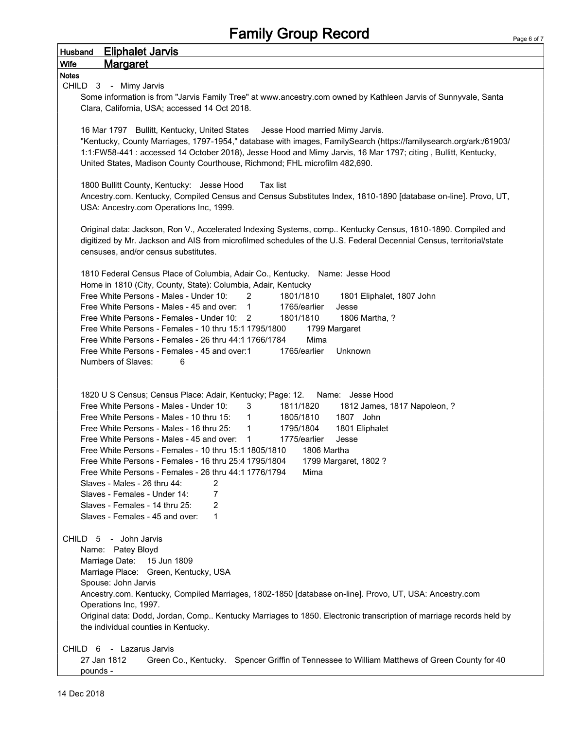# Family Group Record

**Husband** Eliphalet Jarvis

**Wife** Margaret

**Notes**

CHILD 3 - Mimy Jarvis

Some information is from "Jarvis Family Tree" at www.ancestry.com owned by Kathleen Jarvis of Sunnyvale, Santa Clara, California, USA; accessed 14 Oct 2018.

16 Mar 1797 Bullitt, Kentucky, United States Jesse Hood married Mimy Jarvis.
"Kentucky, County Marriages, 1797-1954," database with images, FamilySearch (https://familysearch.org/ark:/61903/1:1:FW58-441 : accessed 14 October 2018), Jesse Hood and Mimy Jarvis, 16 Mar 1797; citing , Bullitt, Kentucky, United States, Madison County Courthouse, Richmond; FHL microfilm 482,690.

1800 Bullitt County, Kentucky: Jesse Hood Tax list
Ancestry.com. Kentucky, Compiled Census and Census Substitutes Index, 1810-1890 [database on-line]. Provo, UT, USA: Ancestry.com Operations Inc, 1999.

Original data: Jackson, Ron V., Accelerated Indexing Systems, comp.. Kentucky Census, 1810-1890. Compiled and digitized by Mr. Jackson and AIS from microfilmed schedules of the U.S. Federal Decennial Census, territorial/state censuses, and/or census substitutes.

1810 Federal Census Place of Columbia, Adair Co., Kentucky. Name: Jesse Hood
Home in 1810 (City, County, State): Columbia, Adair, Kentucky

| | | | |
|---|---|---|---|
| Free White Persons - Males - Under 10: | 2 | 1801/1810 | 1801 Eliphalet, 1807 John |
| Free White Persons - Males - 45 and over: | 1 | 1765/earlier | Jesse |
| Free White Persons - Females - Under 10: | 2 | 1801/1810 | 1806 Martha, ? |
| Free White Persons - Females - 10 thru 15: | 1 | 1795/1800 | 1799 Margaret |
| Free White Persons - Females - 26 thru 44: | 1 | 1766/1784 | Mima |
| Free White Persons - Females - 45 and over: | 1 | 1765/earlier | Unknown |
| Numbers of Slaves: | 6 | | |

1820 U S Census; Census Place: Adair, Kentucky; Page: 12. Name: Jesse Hood

| | | | |
|---|---|---|---|
| Free White Persons - Males - Under 10: | 3 | 1811/1820 | 1812 James, 1817 Napoleon, ? |
| Free White Persons - Males - 10 thru 15: | 1 | 1805/1810 | 1807 John |
| Free White Persons - Males - 16 thru 25: | 1 | 1795/1804 | 1801 Eliphalet |
| Free White Persons - Males - 45 and over: | 1 | 1775/earlier | Jesse |
| Free White Persons - Females - 10 thru 15: | 1 | 1805/1810 | 1806 Martha |
| Free White Persons - Females - 16 thru 25: | 4 | 1795/1804 | 1799 Margaret, 1802 ? |
| Free White Persons - Females - 26 thru 44: | 1 | 1776/1794 | Mima |
| Slaves - Males - 26 thru 44: | 2 | | |
| Slaves - Females - Under 14: | 7 | | |
| Slaves - Females - 14 thru 25: | 2 | | |
| Slaves - Females - 45 and over: | 1 | | |

CHILD 5 - John Jarvis

Name: Patey Bloyd
Marriage Date: 15 Jun 1809
Marriage Place: Green, Kentucky, USA
Spouse: John Jarvis
Ancestry.com. Kentucky, Compiled Marriages, 1802-1850 [database on-line]. Provo, UT, USA: Ancestry.com Operations Inc, 1997.
Original data: Dodd, Jordan, Comp.. Kentucky Marriages to 1850. Electronic transcription of marriage records held by the individual counties in Kentucky.

CHILD 6 - Lazarus Jarvis

27 Jan 1812 Green Co., Kentucky. Spencer Griffin of Tennessee to William Matthews of Green County for 40 pounds -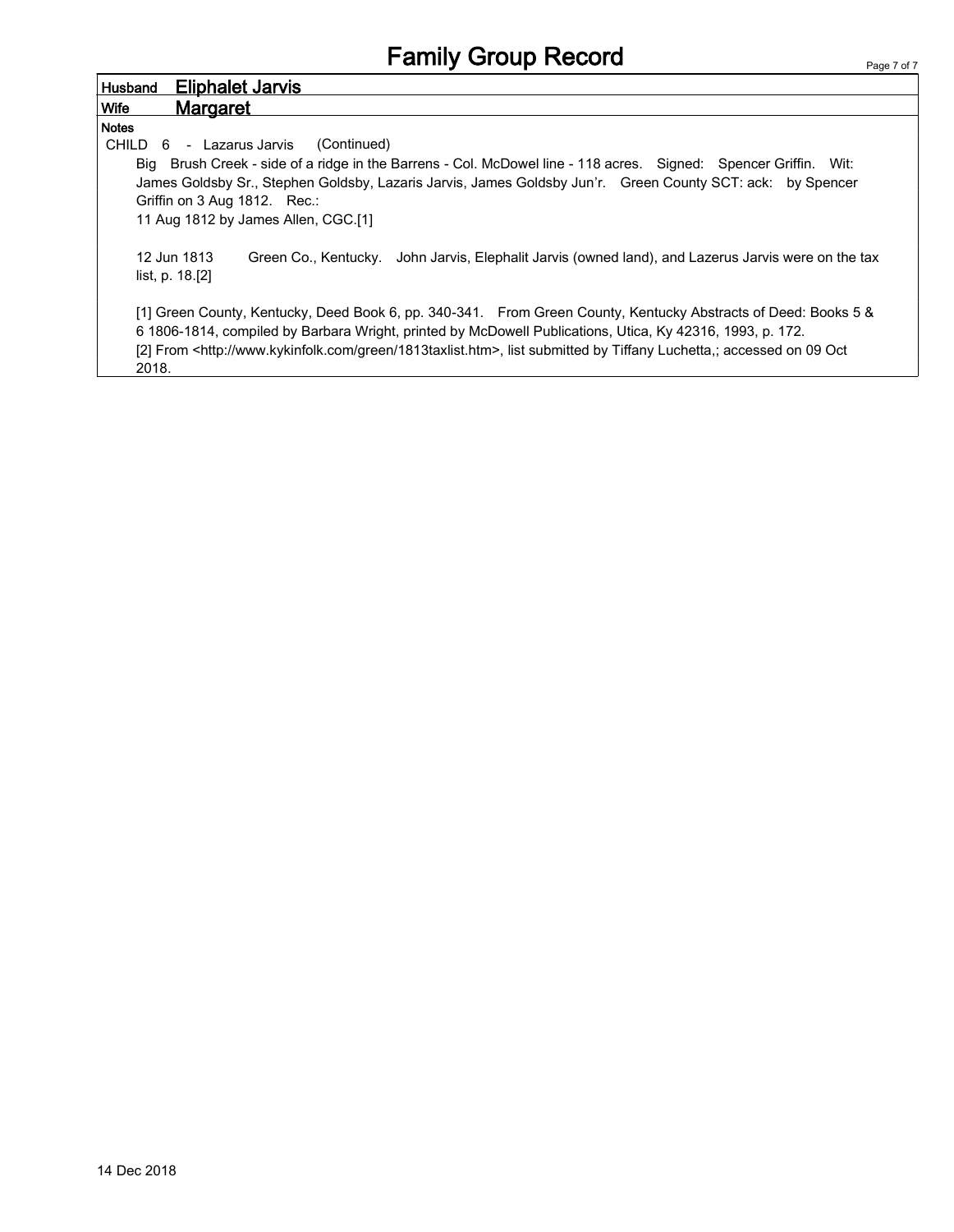# Family Group Record

**Husband** **Eliphalet Jarvis**

**Wife** **Margaret**

**Notes**

CHILD 6 - Lazarus Jarvis (Continued)

Big Brush Creek - side of a ridge in the Barrens - Col. McDowel line - 118 acres. Signed: Spencer Griffin. Wit: James Goldsby Sr., Stephen Goldsby, Lazaris Jarvis, James Goldsby Jun'r. Green County SCT: ack: by Spencer Griffin on 3 Aug 1812. Rec.:
11 Aug 1812 by James Allen, CGC.[1]

12 Jun 1813 Green Co., Kentucky. John Jarvis, Elephalit Jarvis (owned land), and Lazerus Jarvis were on the tax list, p. 18.[2]

[1] Green County, Kentucky, Deed Book 6, pp. 340-341. From Green County, Kentucky Abstracts of Deed: Books 5 & 6 1806-1814, compiled by Barbara Wright, printed by McDowell Publications, Utica, Ky 42316, 1993, p. 172.
[2] From <http://www.kykinfolk.com/green/1813taxlist.htm>, list submitted by Tiffany Luchetta,; accessed on 09 Oct 2018.

14 Dec 2018